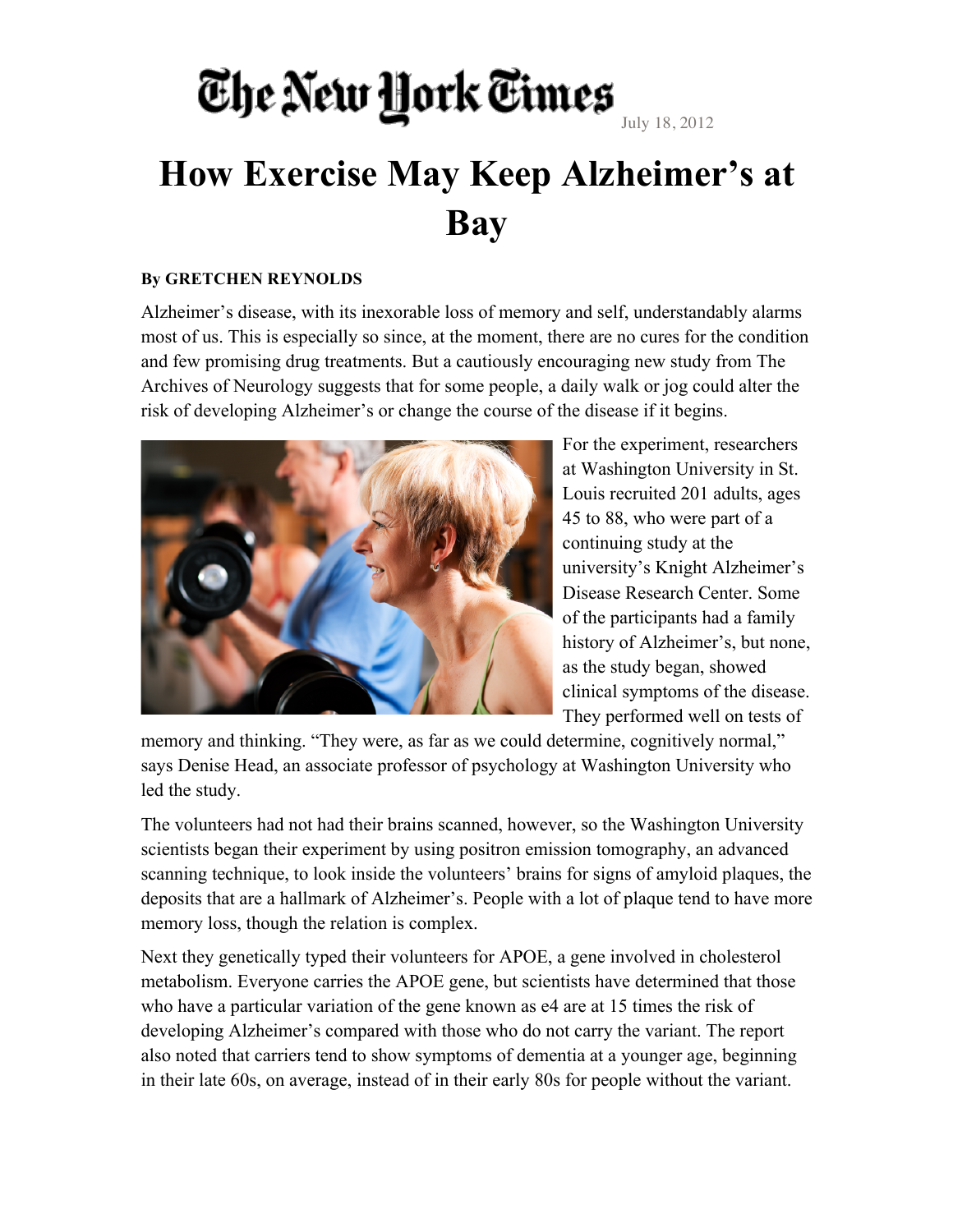The New York Times July 18, 2012

# How Exercise May Keep Alzheimer's at Bay

**By GRETCHEN REYNOLDS**

Alzheimer's disease, with its inexorable loss of memory and self, understandably alarms most of us. This is especially so since, at the moment, there are no cures for the condition and few promising drug treatments. But a cautiously encouraging new study from The Archives of Neurology suggests that for some people, a daily walk or jog could alter the risk of developing Alzheimer's or change the course of the disease if it begins.

For the experiment, researchers at Washington University in St. Louis recruited 201 adults, ages 45 to 88, who were part of a continuing study at the university's Knight Alzheimer's Disease Research Center. Some of the participants had a family history of Alzheimer's, but none, as the study began, showed clinical symptoms of the disease. They performed well on tests of memory and thinking. "They were, as far as we could determine, cognitively normal," says Denise Head, an associate professor of psychology at Washington University who led the study.

The volunteers had not had their brains scanned, however, so the Washington University scientists began their experiment by using positron emission tomography, an advanced scanning technique, to look inside the volunteers' brains for signs of amyloid plaques, the deposits that are a hallmark of Alzheimer's. People with a lot of plaque tend to have more memory loss, though the relation is complex.

Next they genetically typed their volunteers for APOE, a gene involved in cholesterol metabolism. Everyone carries the APOE gene, but scientists have determined that those who have a particular variation of the gene known as e4 are at 15 times the risk of developing Alzheimer's compared with those who do not carry the variant. The report also noted that carriers tend to show symptoms of dementia at a younger age, beginning in their late 60s, on average, instead of in their early 80s for people without the variant.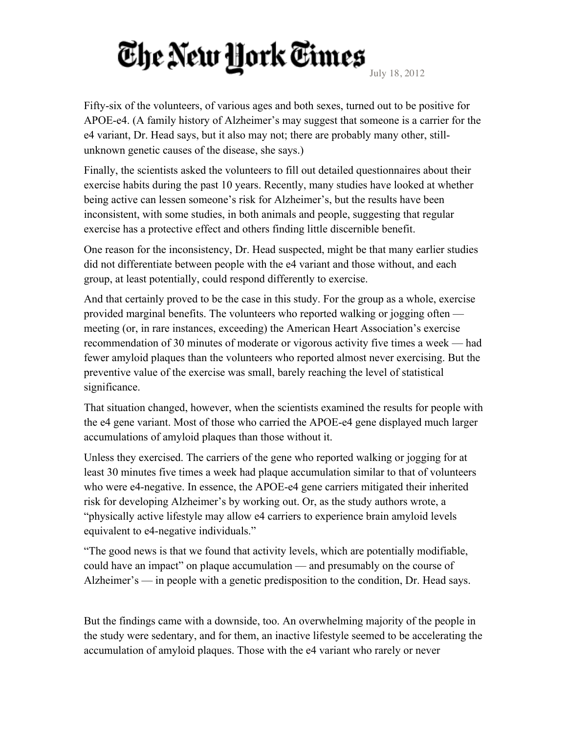Fifty-six of the volunteers, of various ages and both sexes, turned out to be positive for APOE-e4. (A family history of Alzheimer's may suggest that someone is a carrier for the e4 variant, Dr. Head says, but it also may not; there are probably many other, still-unknown genetic causes of the disease, she says.)

Finally, the scientists asked the volunteers to fill out detailed questionnaires about their exercise habits during the past 10 years. Recently, many studies have looked at whether being active can lessen someone's risk for Alzheimer's, but the results have been inconsistent, with some studies, in both animals and people, suggesting that regular exercise has a protective effect and others finding little discernible benefit.

One reason for the inconsistency, Dr. Head suspected, might be that many earlier studies did not differentiate between people with the e4 variant and those without, and each group, at least potentially, could respond differently to exercise.

And that certainly proved to be the case in this study. For the group as a whole, exercise provided marginal benefits. The volunteers who reported walking or jogging often — meeting (or, in rare instances, exceeding) the American Heart Association's exercise recommendation of 30 minutes of moderate or vigorous activity five times a week — had fewer amyloid plaques than the volunteers who reported almost never exercising. But the preventive value of the exercise was small, barely reaching the level of statistical significance.

That situation changed, however, when the scientists examined the results for people with the e4 gene variant. Most of those who carried the APOE-e4 gene displayed much larger accumulations of amyloid plaques than those without it.

Unless they exercised. The carriers of the gene who reported walking or jogging for at least 30 minutes five times a week had plaque accumulation similar to that of volunteers who were e4-negative. In essence, the APOE-e4 gene carriers mitigated their inherited risk for developing Alzheimer's by working out. Or, as the study authors wrote, a "physically active lifestyle may allow e4 carriers to experience brain amyloid levels equivalent to e4-negative individuals."

"The good news is that we found that activity levels, which are potentially modifiable, could have an impact" on plaque accumulation — and presumably on the course of Alzheimer's — in people with a genetic predisposition to the condition, Dr. Head says.

But the findings came with a downside, too. An overwhelming majority of the people in the study were sedentary, and for them, an inactive lifestyle seemed to be accelerating the accumulation of amyloid plaques. Those with the e4 variant who rarely or never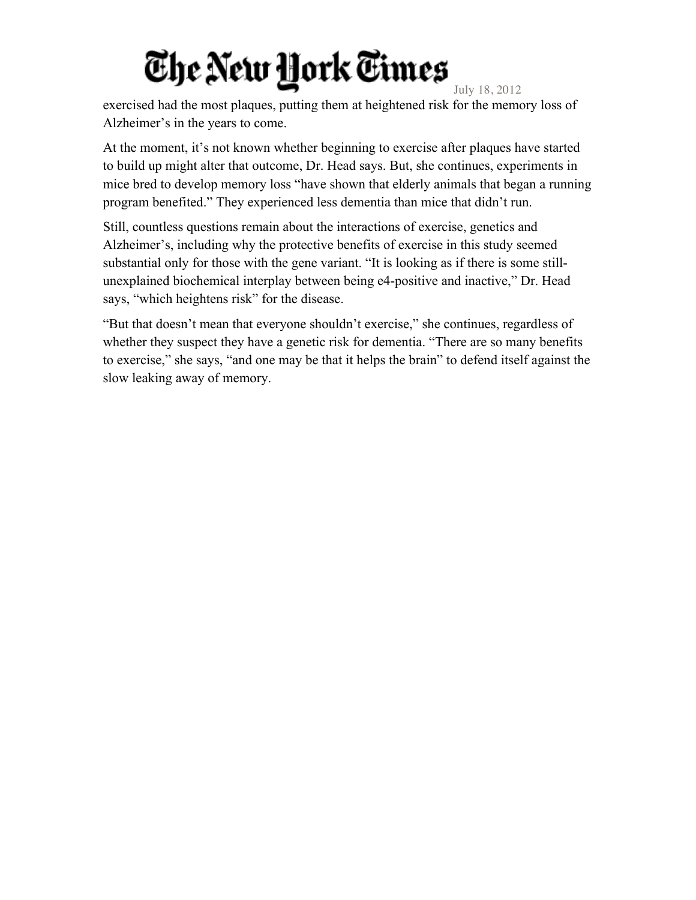exercised had the most plaques, putting them at heightened risk for the memory loss of Alzheimer's in the years to come.

At the moment, it's not known whether beginning to exercise after plaques have started to build up might alter that outcome, Dr. Head says. But, she continues, experiments in mice bred to develop memory loss "have shown that elderly animals that began a running program benefited." They experienced less dementia than mice that didn't run.

Still, countless questions remain about the interactions of exercise, genetics and Alzheimer's, including why the protective benefits of exercise in this study seemed substantial only for those with the gene variant. "It is looking as if there is some still-unexplained biochemical interplay between being e4-positive and inactive," Dr. Head says, "which heightens risk" for the disease.

"But that doesn't mean that everyone shouldn't exercise," she continues, regardless of whether they suspect they have a genetic risk for dementia. "There are so many benefits to exercise," she says, "and one may be that it helps the brain" to defend itself against the slow leaking away of memory.